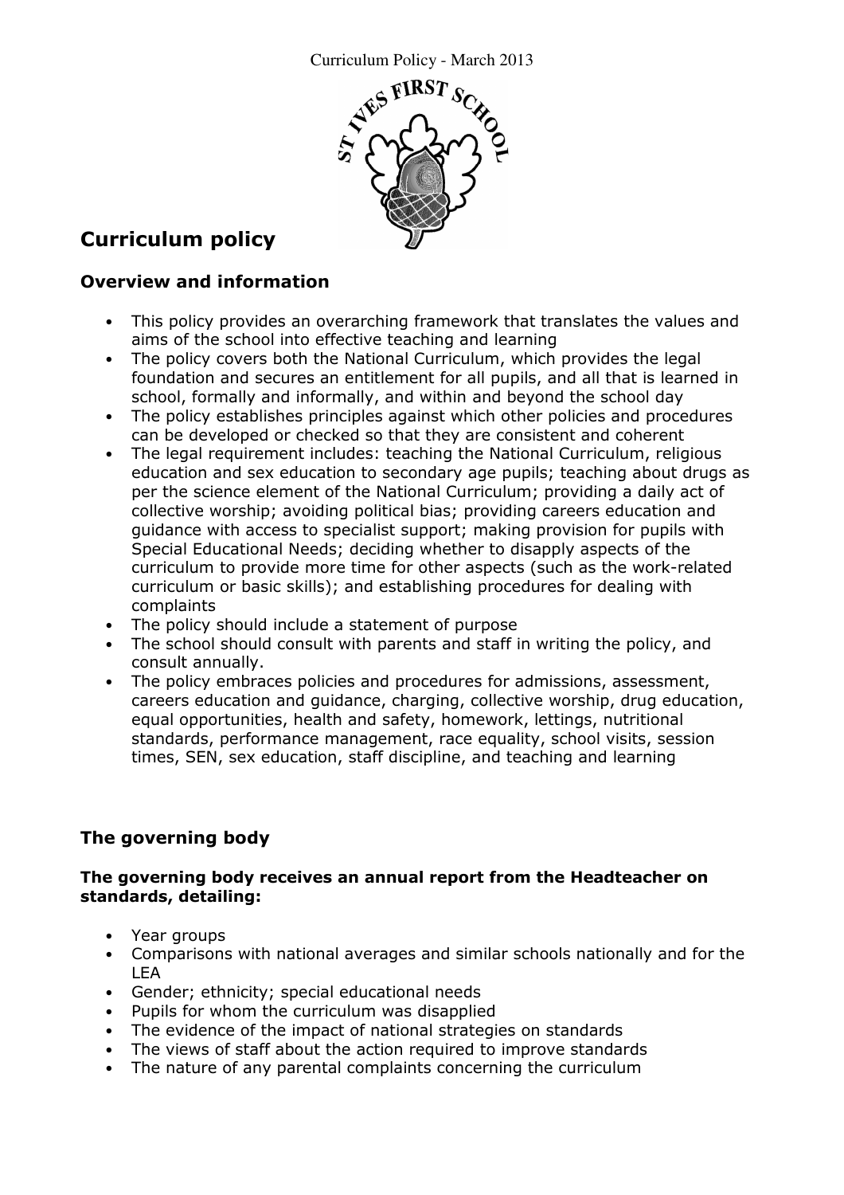# Curriculum policy

## Overview and information

- This policy provides an overarching framework that translates the values and aims of the school into effective teaching and learning
- The policy covers both the National Curriculum, which provides the legal foundation and secures an entitlement for all pupils, and all that is learned in school, formally and informally, and within and beyond the school day
- The policy establishes principles against which other policies and procedures can be developed or checked so that they are consistent and coherent
- The legal requirement includes: teaching the National Curriculum, religious education and sex education to secondary age pupils; teaching about drugs as per the science element of the National Curriculum; providing a daily act of collective worship; avoiding political bias; providing careers education and guidance with access to specialist support; making provision for pupils with Special Educational Needs; deciding whether to disapply aspects of the curriculum to provide more time for other aspects (such as the work-related curriculum or basic skills); and establishing procedures for dealing with complaints
- The policy should include a statement of purpose
- The school should consult with parents and staff in writing the policy, and consult annually.
- The policy embraces policies and procedures for admissions, assessment, careers education and guidance, charging, collective worship, drug education, equal opportunities, health and safety, homework, lettings, nutritional standards, performance management, race equality, school visits, session times, SEN, sex education, staff discipline, and teaching and learning

## The governing body

**The governing body receives an annual report from the Headteacher on standards, detailing:**

- Year groups
- Comparisons with national averages and similar schools nationally and for the LEA
- Gender; ethnicity; special educational needs
- Pupils for whom the curriculum was disapplied
- The evidence of the impact of national strategies on standards
- The views of staff about the action required to improve standards
- The nature of any parental complaints concerning the curriculum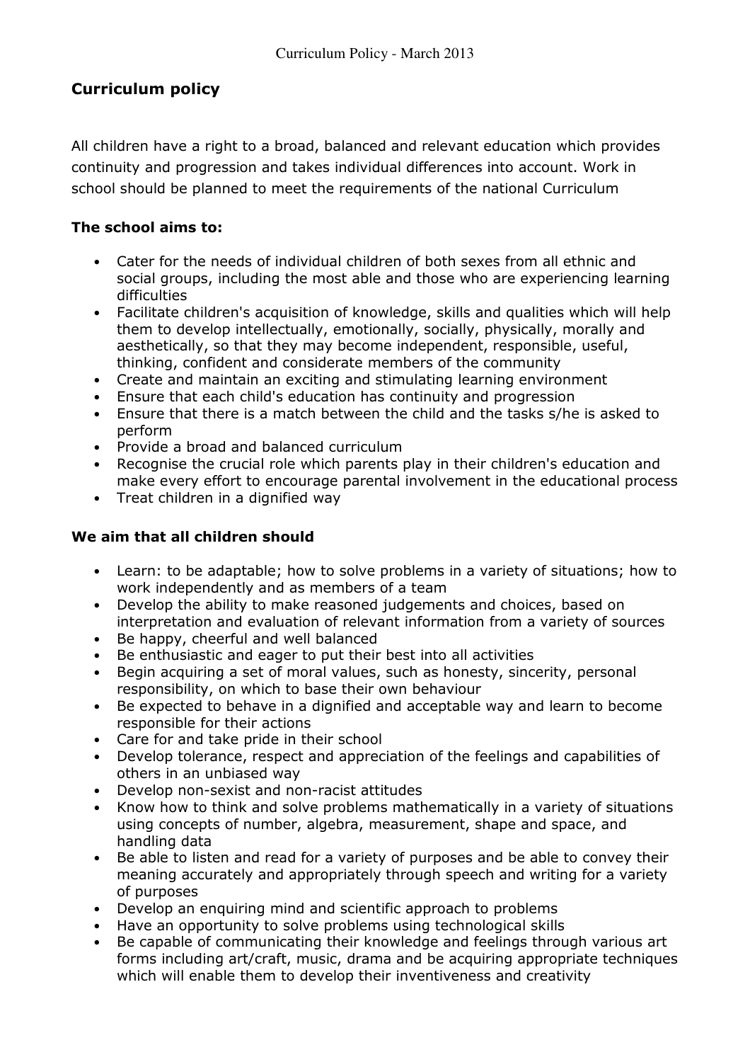## Curriculum policy

All children have a right to a broad, balanced and relevant education which provides continuity and progression and takes individual differences into account. Work in school should be planned to meet the requirements of the national Curriculum

**The school aims to:**

- Cater for the needs of individual children of both sexes from all ethnic and social groups, including the most able and those who are experiencing learning difficulties
- Facilitate children's acquisition of knowledge, skills and qualities which will help them to develop intellectually, emotionally, socially, physically, morally and aesthetically, so that they may become independent, responsible, useful, thinking, confident and considerate members of the community
- Create and maintain an exciting and stimulating learning environment
- Ensure that each child's education has continuity and progression
- Ensure that there is a match between the child and the tasks s/he is asked to perform
- Provide a broad and balanced curriculum
- Recognise the crucial role which parents play in their children's education and make every effort to encourage parental involvement in the educational process
- Treat children in a dignified way

**We aim that all children should**

- Learn: to be adaptable; how to solve problems in a variety of situations; how to work independently and as members of a team
- Develop the ability to make reasoned judgements and choices, based on interpretation and evaluation of relevant information from a variety of sources
- Be happy, cheerful and well balanced
- Be enthusiastic and eager to put their best into all activities
- Begin acquiring a set of moral values, such as honesty, sincerity, personal responsibility, on which to base their own behaviour
- Be expected to behave in a dignified and acceptable way and learn to become responsible for their actions
- Care for and take pride in their school
- Develop tolerance, respect and appreciation of the feelings and capabilities of others in an unbiased way
- Develop non-sexist and non-racist attitudes
- Know how to think and solve problems mathematically in a variety of situations using concepts of number, algebra, measurement, shape and space, and handling data
- Be able to listen and read for a variety of purposes and be able to convey their meaning accurately and appropriately through speech and writing for a variety of purposes
- Develop an enquiring mind and scientific approach to problems
- Have an opportunity to solve problems using technological skills
- Be capable of communicating their knowledge and feelings through various art forms including art/craft, music, drama and be acquiring appropriate techniques which will enable them to develop their inventiveness and creativity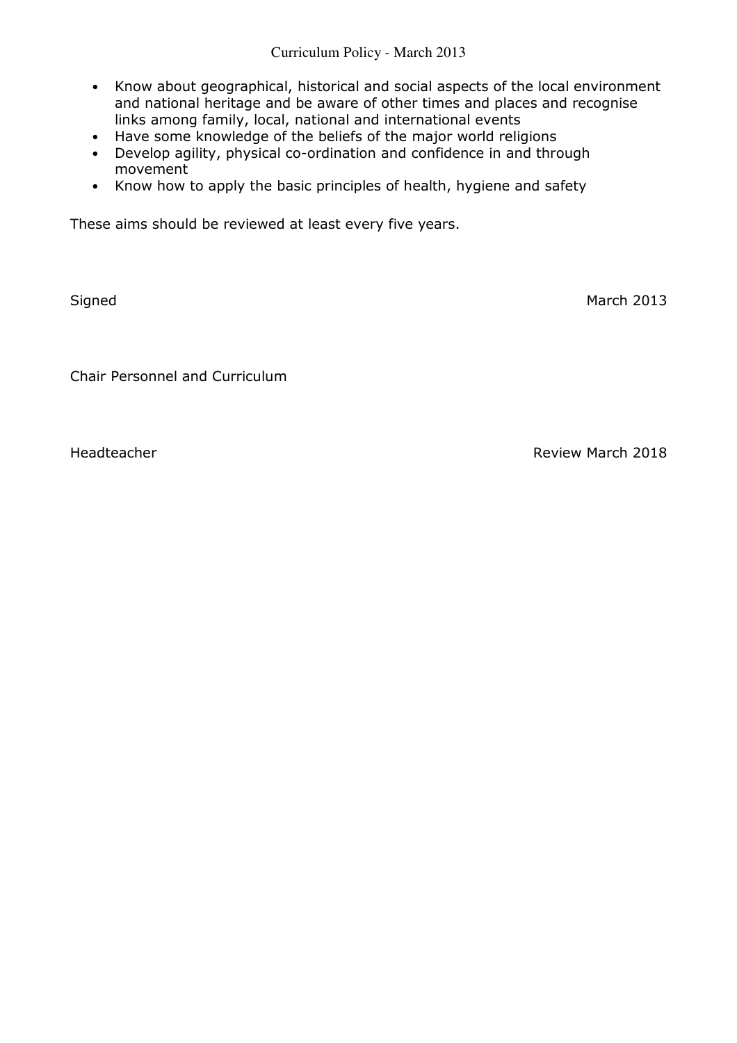- Know about geographical, historical and social aspects of the local environment and national heritage and be aware of other times and places and recognise links among family, local, national and international events
- Have some knowledge of the beliefs of the major world religions
- Develop agility, physical co-ordination and confidence in and through movement
- Know how to apply the basic principles of health, hygiene and safety

These aims should be reviewed at least every five years.

Signed March 2013

Chair Personnel and Curriculum

Headteacher Review March 2018